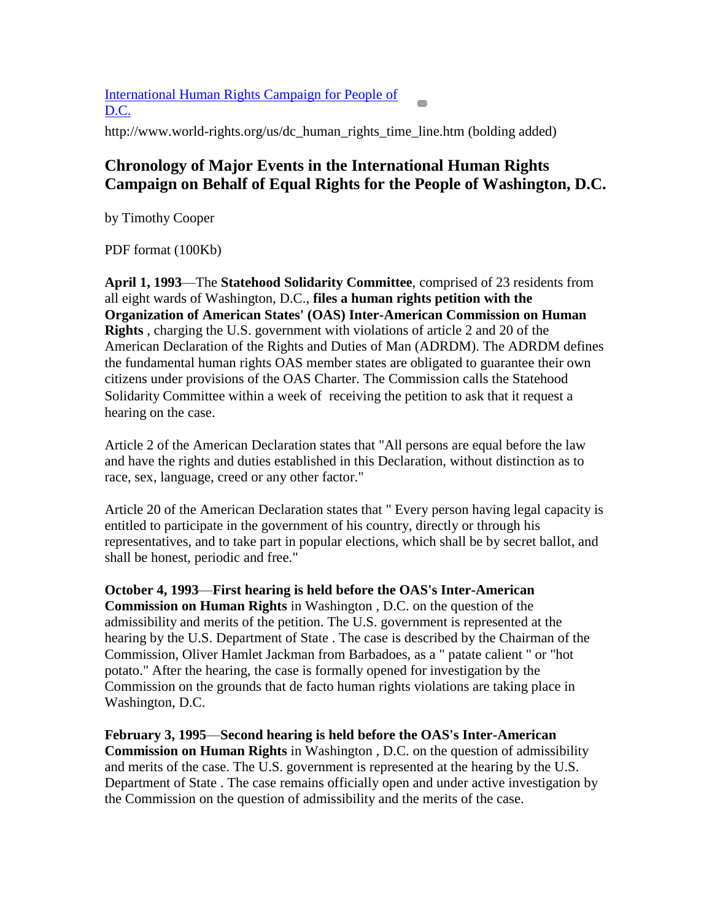[International Human Rights Campaign for People of D.C.]

http://www.world-rights.org/us/dc_human_rights_time_line.htm (bolding added)

## Chronology of Major Events in the International Human Rights Campaign on Behalf of Equal Rights for the People of Washington, D.C.

by Timothy Cooper

PDF format (100Kb)

**April 1, 1993**—The **Statehood Solidarity Committee**, comprised of 23 residents from all eight wards of Washington, D.C., **files a human rights petition with the Organization of American States' (OAS) Inter-American Commission on Human Rights** , charging the U.S. government with violations of article 2 and 20 of the American Declaration of the Rights and Duties of Man (ADRDM). The ADRDM defines the fundamental human rights OAS member states are obligated to guarantee their own citizens under provisions of the OAS Charter. The Commission calls the Statehood Solidarity Committee within a week of receiving the petition to ask that it request a hearing on the case.

Article 2 of the American Declaration states that "All persons are equal before the law and have the rights and duties established in this Declaration, without distinction as to race, sex, language, creed or any other factor."

Article 20 of the American Declaration states that " Every person having legal capacity is entitled to participate in the government of his country, directly or through his representatives, and to take part in popular elections, which shall be by secret ballot, and shall be honest, periodic and free."

**October 4, 1993**—**First hearing is held before the OAS's Inter-American Commission on Human Rights** in Washington , D.C. on the question of the admissibility and merits of the petition. The U.S. government is represented at the hearing by the U.S. Department of State . The case is described by the Chairman of the Commission, Oliver Hamlet Jackman from Barbadoes, as a " patate calient " or "hot potato." After the hearing, the case is formally opened for investigation by the Commission on the grounds that de facto human rights violations are taking place in Washington, D.C.

**February 3, 1995**—**Second hearing is held before the OAS's Inter-American Commission on Human Rights** in Washington , D.C. on the question of admissibility and merits of the case. The U.S. government is represented at the hearing by the U.S. Department of State . The case remains officially open and under active investigation by the Commission on the question of admissibility and the merits of the case.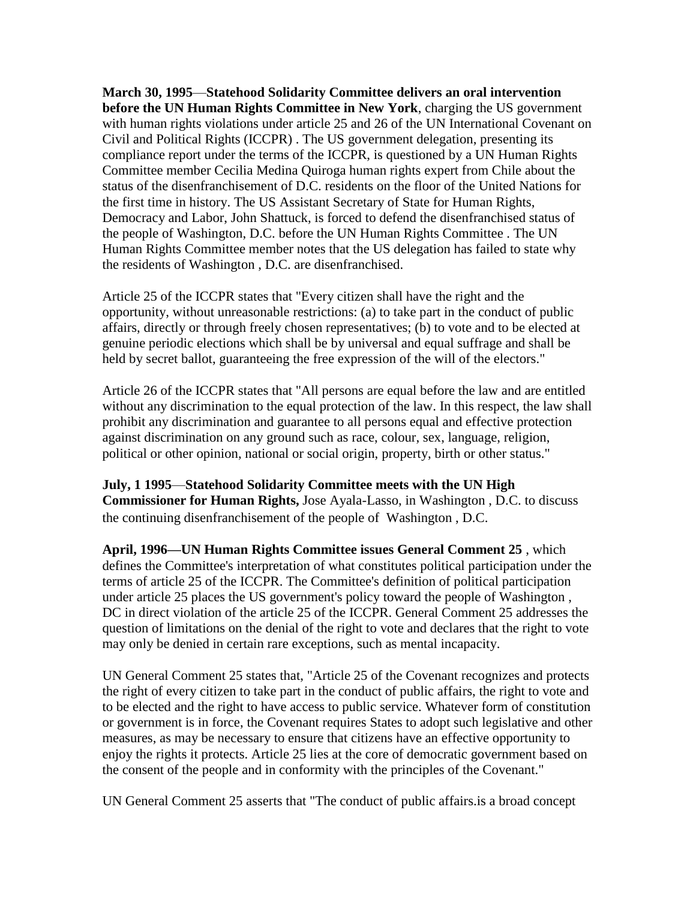**March 30, 1995**—**Statehood Solidarity Committee delivers an oral intervention before the UN Human Rights Committee in New York**, charging the US government with human rights violations under article 25 and 26 of the UN International Covenant on Civil and Political Rights (ICCPR) . The US government delegation, presenting its compliance report under the terms of the ICCPR, is questioned by a UN Human Rights Committee member Cecilia Medina Quiroga human rights expert from Chile about the status of the disenfranchisement of D.C. residents on the floor of the United Nations for the first time in history. The US Assistant Secretary of State for Human Rights, Democracy and Labor, John Shattuck, is forced to defend the disenfranchised status of the people of Washington, D.C. before the UN Human Rights Committee . The UN Human Rights Committee member notes that the US delegation has failed to state why the residents of Washington , D.C. are disenfranchised.

Article 25 of the ICCPR states that "Every citizen shall have the right and the opportunity, without unreasonable restrictions: (a) to take part in the conduct of public affairs, directly or through freely chosen representatives; (b) to vote and to be elected at genuine periodic elections which shall be by universal and equal suffrage and shall be held by secret ballot, guaranteeing the free expression of the will of the electors."

Article 26 of the ICCPR states that "All persons are equal before the law and are entitled without any discrimination to the equal protection of the law. In this respect, the law shall prohibit any discrimination and guarantee to all persons equal and effective protection against discrimination on any ground such as race, colour, sex, language, religion, political or other opinion, national or social origin, property, birth or other status."

**July, 1 1995**—**Statehood Solidarity Committee meets with the UN High Commissioner for Human Rights,** Jose Ayala-Lasso, in Washington , D.C. to discuss the continuing disenfranchisement of the people of Washington , D.C.

**April, 1996—UN Human Rights Committee issues General Comment 25** , which defines the Committee's interpretation of what constitutes political participation under the terms of article 25 of the ICCPR. The Committee's definition of political participation under article 25 places the US government's policy toward the people of Washington , DC in direct violation of the article 25 of the ICCPR. General Comment 25 addresses the question of limitations on the denial of the right to vote and declares that the right to vote may only be denied in certain rare exceptions, such as mental incapacity.

UN General Comment 25 states that, "Article 25 of the Covenant recognizes and protects the right of every citizen to take part in the conduct of public affairs, the right to vote and to be elected and the right to have access to public service. Whatever form of constitution or government is in force, the Covenant requires States to adopt such legislative and other measures, as may be necessary to ensure that citizens have an effective opportunity to enjoy the rights it protects. Article 25 lies at the core of democratic government based on the consent of the people and in conformity with the principles of the Covenant."

UN General Comment 25 asserts that "The conduct of public affairs.is a broad concept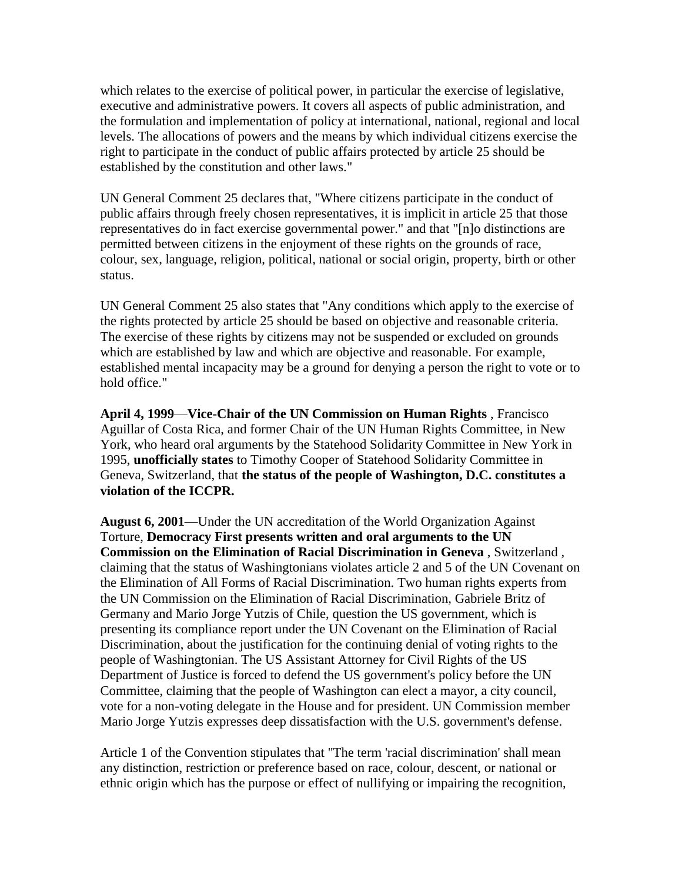which relates to the exercise of political power, in particular the exercise of legislative, executive and administrative powers. It covers all aspects of public administration, and the formulation and implementation of policy at international, national, regional and local levels. The allocations of powers and the means by which individual citizens exercise the right to participate in the conduct of public affairs protected by article 25 should be established by the constitution and other laws."

UN General Comment 25 declares that, "Where citizens participate in the conduct of public affairs through freely chosen representatives, it is implicit in article 25 that those representatives do in fact exercise governmental power." and that "[n]o distinctions are permitted between citizens in the enjoyment of these rights on the grounds of race, colour, sex, language, religion, political, national or social origin, property, birth or other status.

UN General Comment 25 also states that "Any conditions which apply to the exercise of the rights protected by article 25 should be based on objective and reasonable criteria. The exercise of these rights by citizens may not be suspended or excluded on grounds which are established by law and which are objective and reasonable. For example, established mental incapacity may be a ground for denying a person the right to vote or to hold office."

**April 4, 1999**—**Vice-Chair of the UN Commission on Human Rights** , Francisco Aguillar of Costa Rica, and former Chair of the UN Human Rights Committee, in New York, who heard oral arguments by the Statehood Solidarity Committee in New York in 1995, **unofficially states** to Timothy Cooper of Statehood Solidarity Committee in Geneva, Switzerland, that **the status of the people of Washington, D.C. constitutes a violation of the ICCPR.**

**August 6, 2001**—Under the UN accreditation of the World Organization Against Torture, **Democracy First presents written and oral arguments to the UN Commission on the Elimination of Racial Discrimination in Geneva** , Switzerland , claiming that the status of Washingtonians violates article 2 and 5 of the UN Covenant on the Elimination of All Forms of Racial Discrimination. Two human rights experts from the UN Commission on the Elimination of Racial Discrimination, Gabriele Britz of Germany and Mario Jorge Yutzis of Chile, question the US government, which is presenting its compliance report under the UN Covenant on the Elimination of Racial Discrimination, about the justification for the continuing denial of voting rights to the people of Washingtonian. The US Assistant Attorney for Civil Rights of the US Department of Justice is forced to defend the US government's policy before the UN Committee, claiming that the people of Washington can elect a mayor, a city council, vote for a non-voting delegate in the House and for president. UN Commission member Mario Jorge Yutzis expresses deep dissatisfaction with the U.S. government's defense.

Article 1 of the Convention stipulates that "The term 'racial discrimination' shall mean any distinction, restriction or preference based on race, colour, descent, or national or ethnic origin which has the purpose or effect of nullifying or impairing the recognition,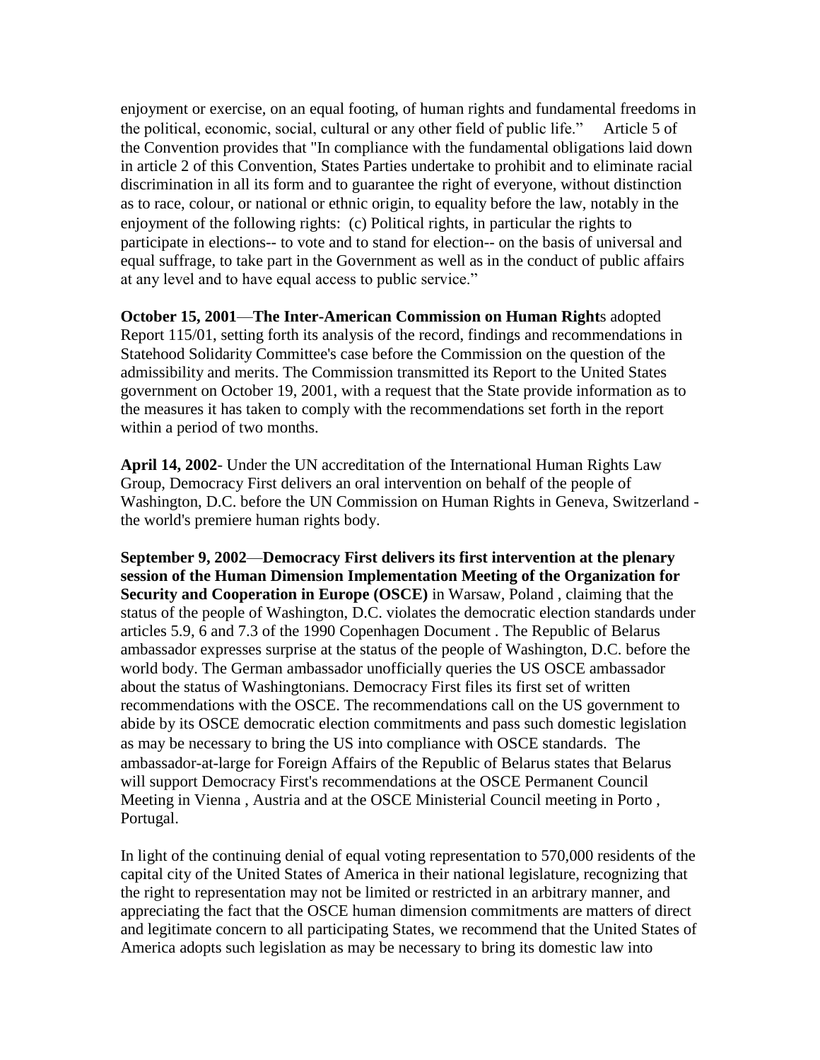enjoyment or exercise, on an equal footing, of human rights and fundamental freedoms in the political, economic, social, cultural or any other field of public life." Article 5 of the Convention provides that "In compliance with the fundamental obligations laid down in article 2 of this Convention, States Parties undertake to prohibit and to eliminate racial discrimination in all its form and to guarantee the right of everyone, without distinction as to race, colour, or national or ethnic origin, to equality before the law, notably in the enjoyment of the following rights: (c) Political rights, in particular the rights to participate in elections-- to vote and to stand for election-- on the basis of universal and equal suffrage, to take part in the Government as well as in the conduct of public affairs at any level and to have equal access to public service."

**October 15, 2001**—**The Inter-American Commission on Human Right**s adopted Report 115/01, setting forth its analysis of the record, findings and recommendations in Statehood Solidarity Committee's case before the Commission on the question of the admissibility and merits. The Commission transmitted its Report to the United States government on October 19, 2001, with a request that the State provide information as to the measures it has taken to comply with the recommendations set forth in the report within a period of two months.

**April 14, 2002**- Under the UN accreditation of the International Human Rights Law Group, Democracy First delivers an oral intervention on behalf of the people of Washington, D.C. before the UN Commission on Human Rights in Geneva, Switzerland - the world's premiere human rights body.

**September 9, 2002**—**Democracy First delivers its first intervention at the plenary session of the Human Dimension Implementation Meeting of the Organization for Security and Cooperation in Europe (OSCE)** in Warsaw, Poland , claiming that the status of the people of Washington, D.C. violates the democratic election standards under articles 5.9, 6 and 7.3 of the 1990 Copenhagen Document . The Republic of Belarus ambassador expresses surprise at the status of the people of Washington, D.C. before the world body. The German ambassador unofficially queries the US OSCE ambassador about the status of Washingtonians. Democracy First files its first set of written recommendations with the OSCE. The recommendations call on the US government to abide by its OSCE democratic election commitments and pass such domestic legislation as may be necessary to bring the US into compliance with OSCE standards. The ambassador-at-large for Foreign Affairs of the Republic of Belarus states that Belarus will support Democracy First's recommendations at the OSCE Permanent Council Meeting in Vienna , Austria and at the OSCE Ministerial Council meeting in Porto , Portugal.

In light of the continuing denial of equal voting representation to 570,000 residents of the capital city of the United States of America in their national legislature, recognizing that the right to representation may not be limited or restricted in an arbitrary manner, and appreciating the fact that the OSCE human dimension commitments are matters of direct and legitimate concern to all participating States, we recommend that the United States of America adopts such legislation as may be necessary to bring its domestic law into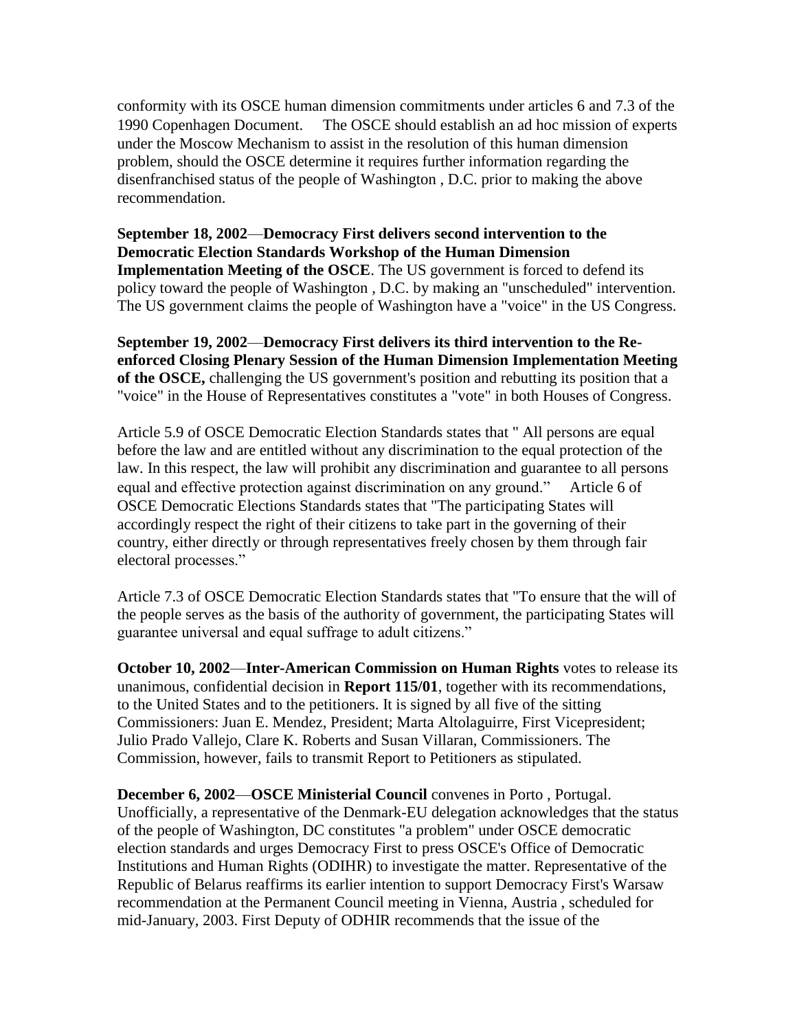conformity with its OSCE human dimension commitments under articles 6 and 7.3 of the 1990 Copenhagen Document. The OSCE should establish an ad hoc mission of experts under the Moscow Mechanism to assist in the resolution of this human dimension problem, should the OSCE determine it requires further information regarding the disenfranchised status of the people of Washington , D.C. prior to making the above recommendation.

**September 18, 2002**—**Democracy First delivers second intervention to the Democratic Election Standards Workshop of the Human Dimension Implementation Meeting of the OSCE**. The US government is forced to defend its policy toward the people of Washington , D.C. by making an "unscheduled" intervention. The US government claims the people of Washington have a "voice" in the US Congress.

**September 19, 2002**—**Democracy First delivers its third intervention to the Re-enforced Closing Plenary Session of the Human Dimension Implementation Meeting of the OSCE,** challenging the US government's position and rebutting its position that a "voice" in the House of Representatives constitutes a "vote" in both Houses of Congress.

Article 5.9 of OSCE Democratic Election Standards states that " All persons are equal before the law and are entitled without any discrimination to the equal protection of the law. In this respect, the law will prohibit any discrimination and guarantee to all persons equal and effective protection against discrimination on any ground." Article 6 of OSCE Democratic Elections Standards states that "The participating States will accordingly respect the right of their citizens to take part in the governing of their country, either directly or through representatives freely chosen by them through fair electoral processes."

Article 7.3 of OSCE Democratic Election Standards states that "To ensure that the will of the people serves as the basis of the authority of government, the participating States will guarantee universal and equal suffrage to adult citizens."

**October 10, 2002**—**Inter-American Commission on Human Rights** votes to release its unanimous, confidential decision in **Report 115/01**, together with its recommendations, to the United States and to the petitioners. It is signed by all five of the sitting Commissioners: Juan E. Mendez, President; Marta Altolaguirre, First Vicepresident; Julio Prado Vallejo, Clare K. Roberts and Susan Villaran, Commissioners. The Commission, however, fails to transmit Report to Petitioners as stipulated.

**December 6, 2002**—**OSCE Ministerial Council** convenes in Porto , Portugal. Unofficially, a representative of the Denmark-EU delegation acknowledges that the status of the people of Washington, DC constitutes "a problem" under OSCE democratic election standards and urges Democracy First to press OSCE's Office of Democratic Institutions and Human Rights (ODIHR) to investigate the matter. Representative of the Republic of Belarus reaffirms its earlier intention to support Democracy First's Warsaw recommendation at the Permanent Council meeting in Vienna, Austria , scheduled for mid-January, 2003. First Deputy of ODHIR recommends that the issue of the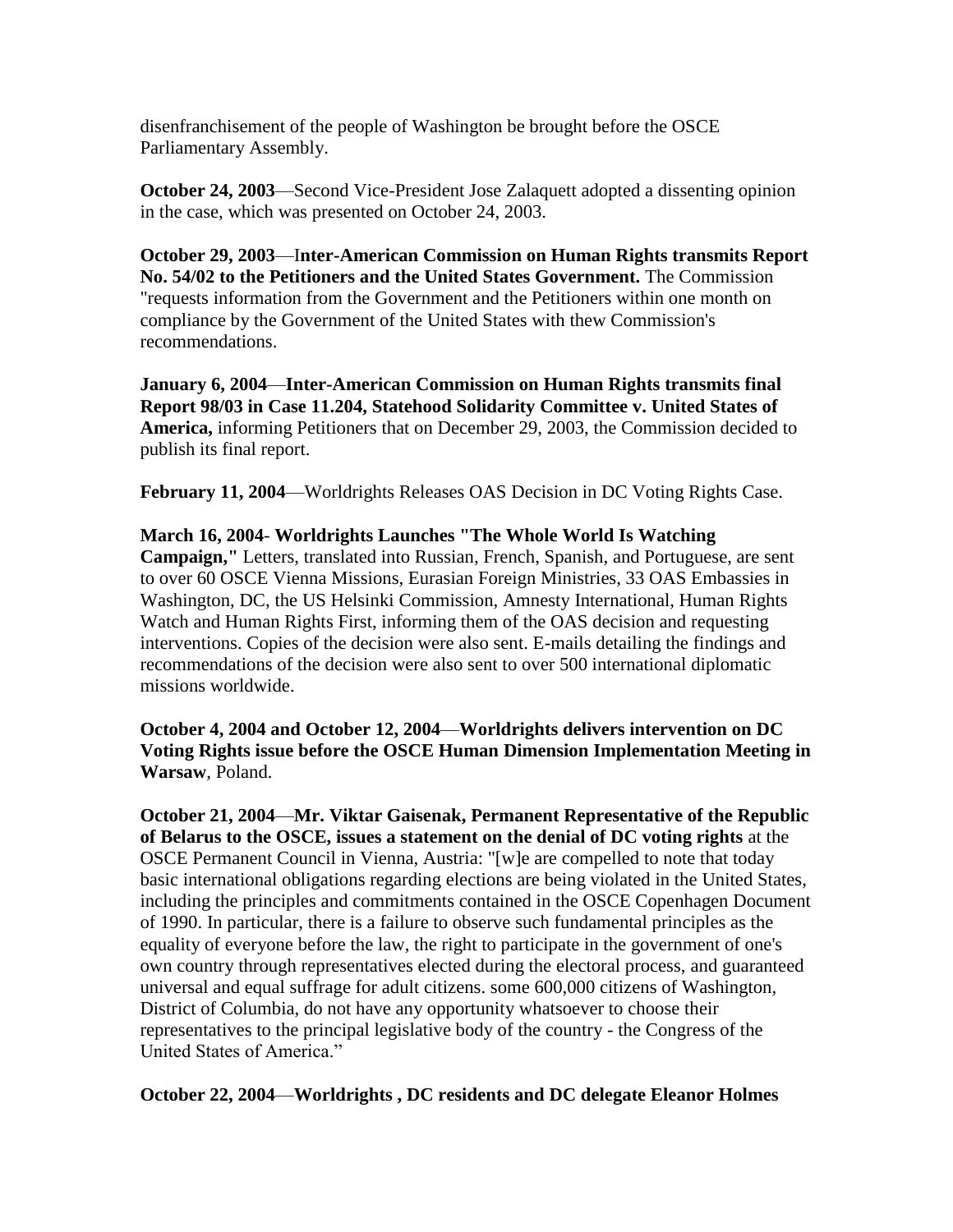disenfranchisement of the people of Washington be brought before the OSCE Parliamentary Assembly.

**October 24, 2003**—Second Vice-President Jose Zalaquett adopted a dissenting opinion in the case, which was presented on October 24, 2003.

**October 29, 2003**—I**nter-American Commission on Human Rights transmits Report No. 54/02 to the Petitioners and the United States Government.** The Commission "requests information from the Government and the Petitioners within one month on compliance by the Government of the United States with thew Commission's recommendations.

**January 6, 2004**—**Inter-American Commission on Human Rights transmits final Report 98/03 in Case 11.204, Statehood Solidarity Committee v. United States of America,** informing Petitioners that on December 29, 2003, the Commission decided to publish its final report.

**February 11, 2004**—Worldrights Releases OAS Decision in DC Voting Rights Case.

**March 16, 2004- Worldrights Launches "The Whole World Is Watching Campaign,"** Letters, translated into Russian, French, Spanish, and Portuguese, are sent to over 60 OSCE Vienna Missions, Eurasian Foreign Ministries, 33 OAS Embassies in Washington, DC, the US Helsinki Commission, Amnesty International, Human Rights Watch and Human Rights First, informing them of the OAS decision and requesting interventions. Copies of the decision were also sent. E-mails detailing the findings and recommendations of the decision were also sent to over 500 international diplomatic missions worldwide.

**October 4, 2004 and October 12, 2004**—**Worldrights delivers intervention on DC Voting Rights issue before the OSCE Human Dimension Implementation Meeting in Warsaw**, Poland.

**October 21, 2004**—**Mr. Viktar Gaisenak, Permanent Representative of the Republic of Belarus to the OSCE, issues a statement on the denial of DC voting rights** at the OSCE Permanent Council in Vienna, Austria: "[w]e are compelled to note that today basic international obligations regarding elections are being violated in the United States, including the principles and commitments contained in the OSCE Copenhagen Document of 1990. In particular, there is a failure to observe such fundamental principles as the equality of everyone before the law, the right to participate in the government of one's own country through representatives elected during the electoral process, and guaranteed universal and equal suffrage for adult citizens. some 600,000 citizens of Washington, District of Columbia, do not have any opportunity whatsoever to choose their representatives to the principal legislative body of the country - the Congress of the United States of America."

**October 22, 2004**—**Worldrights , DC residents and DC delegate Eleanor Holmes**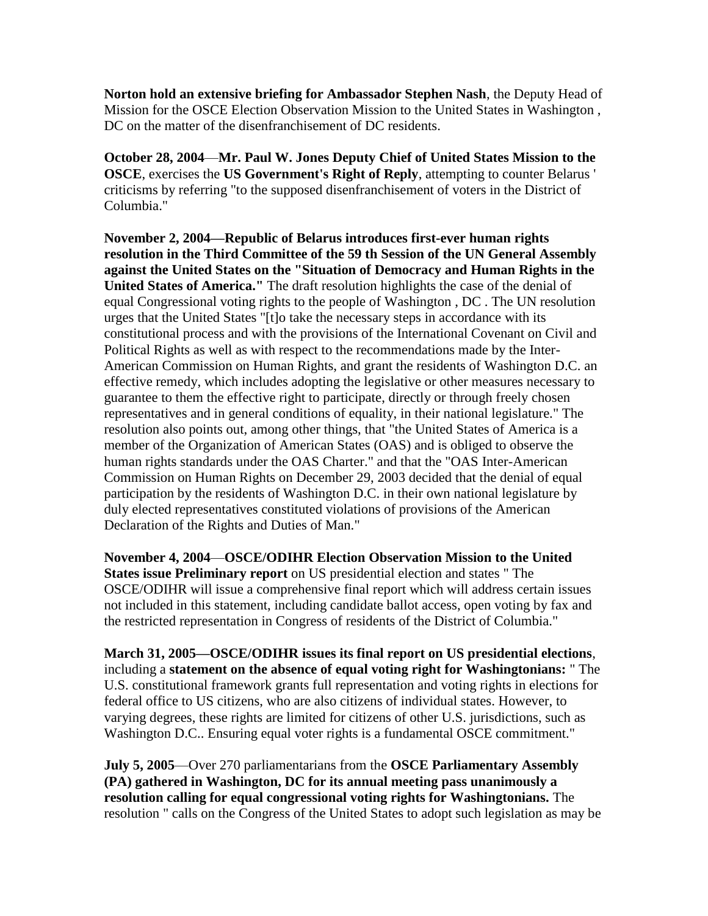**Norton hold an extensive briefing for Ambassador Stephen Nash**, the Deputy Head of Mission for the OSCE Election Observation Mission to the United States in Washington , DC on the matter of the disenfranchisement of DC residents.

**October 28, 2004**—**Mr. Paul W. Jones Deputy Chief of United States Mission to the OSCE**, exercises the **US Government's Right of Reply**, attempting to counter Belarus ' criticisms by referring "to the supposed disenfranchisement of voters in the District of Columbia."

**November 2, 2004—Republic of Belarus introduces first-ever human rights resolution in the Third Committee of the 59 th Session of the UN General Assembly against the United States on the "Situation of Democracy and Human Rights in the United States of America."** The draft resolution highlights the case of the denial of equal Congressional voting rights to the people of Washington , DC . The UN resolution urges that the United States "[t]o take the necessary steps in accordance with its constitutional process and with the provisions of the International Covenant on Civil and Political Rights as well as with respect to the recommendations made by the Inter-American Commission on Human Rights, and grant the residents of Washington D.C. an effective remedy, which includes adopting the legislative or other measures necessary to guarantee to them the effective right to participate, directly or through freely chosen representatives and in general conditions of equality, in their national legislature." The resolution also points out, among other things, that "the United States of America is a member of the Organization of American States (OAS) and is obliged to observe the human rights standards under the OAS Charter." and that the "OAS Inter-American Commission on Human Rights on December 29, 2003 decided that the denial of equal participation by the residents of Washington D.C. in their own national legislature by duly elected representatives constituted violations of provisions of the American Declaration of the Rights and Duties of Man."

**November 4, 2004**—**OSCE/ODIHR Election Observation Mission to the United States issue Preliminary report** on US presidential election and states " The OSCE/ODIHR will issue a comprehensive final report which will address certain issues not included in this statement, including candidate ballot access, open voting by fax and the restricted representation in Congress of residents of the District of Columbia."

**March 31, 2005—OSCE/ODIHR issues its final report on US presidential elections**, including a **statement on the absence of equal voting right for Washingtonians:** " The U.S. constitutional framework grants full representation and voting rights in elections for federal office to US citizens, who are also citizens of individual states. However, to varying degrees, these rights are limited for citizens of other U.S. jurisdictions, such as Washington D.C.. Ensuring equal voter rights is a fundamental OSCE commitment."

**July 5, 2005**—Over 270 parliamentarians from the **OSCE Parliamentary Assembly (PA) gathered in Washington, DC for its annual meeting pass unanimously a resolution calling for equal congressional voting rights for Washingtonians.** The resolution " calls on the Congress of the United States to adopt such legislation as may be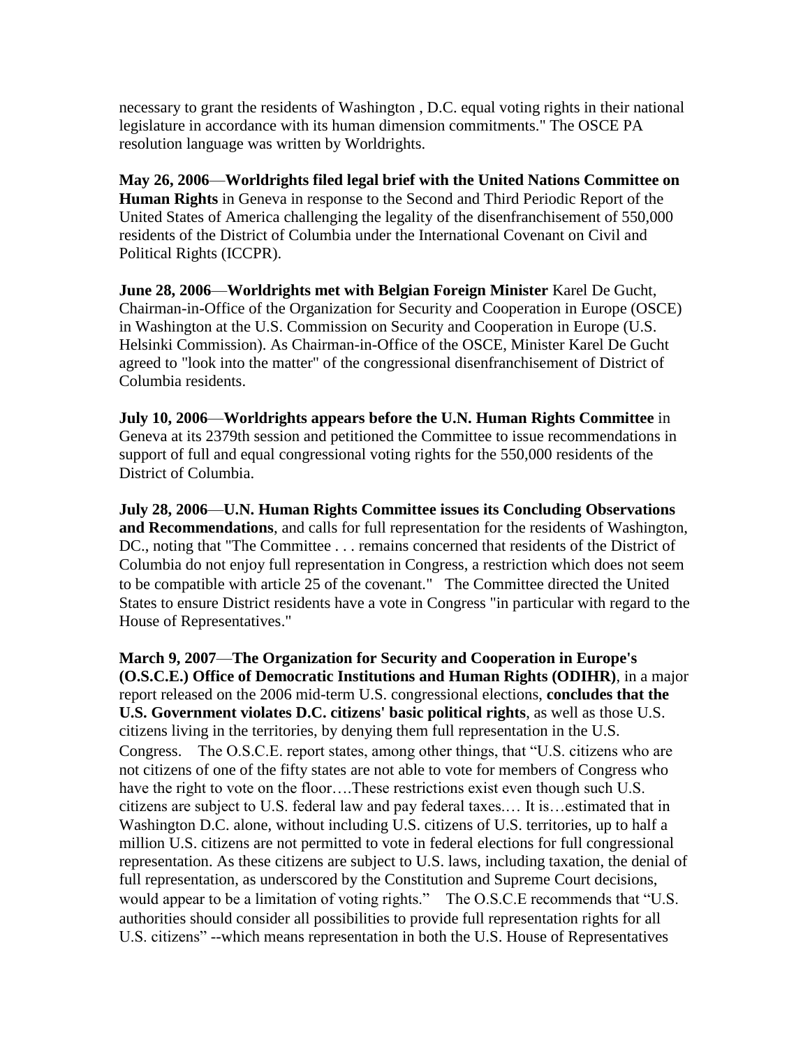necessary to grant the residents of Washington , D.C. equal voting rights in their national legislature in accordance with its human dimension commitments." The OSCE PA resolution language was written by Worldrights.

**May 26, 2006**—**Worldrights filed legal brief with the United Nations Committee on Human Rights** in Geneva in response to the Second and Third Periodic Report of the United States of America challenging the legality of the disenfranchisement of 550,000 residents of the District of Columbia under the International Covenant on Civil and Political Rights (ICCPR).

**June 28, 2006**—**Worldrights met with Belgian Foreign Minister** Karel De Gucht, Chairman-in-Office of the Organization for Security and Cooperation in Europe (OSCE) in Washington at the U.S. Commission on Security and Cooperation in Europe (U.S. Helsinki Commission). As Chairman-in-Office of the OSCE, Minister Karel De Gucht agreed to "look into the matter" of the congressional disenfranchisement of District of Columbia residents.

**July 10, 2006**—**Worldrights appears before the U.N. Human Rights Committee** in Geneva at its 2379th session and petitioned the Committee to issue recommendations in support of full and equal congressional voting rights for the 550,000 residents of the District of Columbia.

**July 28, 2006**—**U.N. Human Rights Committee issues its Concluding Observations and Recommendations**, and calls for full representation for the residents of Washington, DC., noting that "The Committee . . . remains concerned that residents of the District of Columbia do not enjoy full representation in Congress, a restriction which does not seem to be compatible with article 25 of the covenant." The Committee directed the United States to ensure District residents have a vote in Congress "in particular with regard to the House of Representatives."

**March 9, 2007**—**The Organization for Security and Cooperation in Europe's (O.S.C.E.) Office of Democratic Institutions and Human Rights (ODIHR)**, in a major report released on the 2006 mid-term U.S. congressional elections, **concludes that the U.S. Government violates D.C. citizens' basic political rights**, as well as those U.S. citizens living in the territories, by denying them full representation in the U.S. Congress. The O.S.C.E. report states, among other things, that "U.S. citizens who are not citizens of one of the fifty states are not able to vote for members of Congress who have the right to vote on the floor….These restrictions exist even though such U.S. citizens are subject to U.S. federal law and pay federal taxes.… It is…estimated that in Washington D.C. alone, without including U.S. citizens of U.S. territories, up to half a million U.S. citizens are not permitted to vote in federal elections for full congressional representation. As these citizens are subject to U.S. laws, including taxation, the denial of full representation, as underscored by the Constitution and Supreme Court decisions, would appear to be a limitation of voting rights." The O.S.C.E recommends that "U.S. authorities should consider all possibilities to provide full representation rights for all U.S. citizens" --which means representation in both the U.S. House of Representatives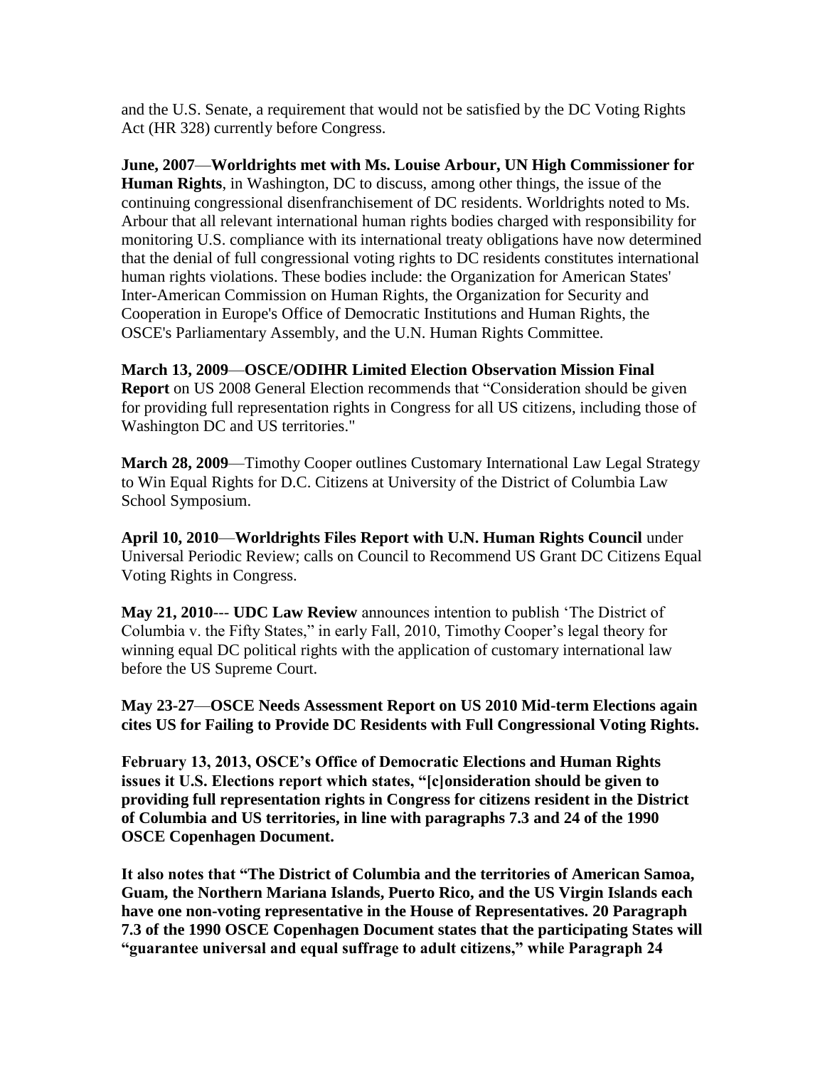and the U.S. Senate, a requirement that would not be satisfied by the DC Voting Rights Act (HR 328) currently before Congress.

**June, 2007**—**Worldrights met with Ms. Louise Arbour, UN High Commissioner for Human Rights**, in Washington, DC to discuss, among other things, the issue of the continuing congressional disenfranchisement of DC residents. Worldrights noted to Ms. Arbour that all relevant international human rights bodies charged with responsibility for monitoring U.S. compliance with its international treaty obligations have now determined that the denial of full congressional voting rights to DC residents constitutes international human rights violations. These bodies include: the Organization for American States' Inter-American Commission on Human Rights, the Organization for Security and Cooperation in Europe's Office of Democratic Institutions and Human Rights, the OSCE's Parliamentary Assembly, and the U.N. Human Rights Committee.

**March 13, 2009**—**OSCE/ODIHR Limited Election Observation Mission Final Report** on US 2008 General Election recommends that "Consideration should be given for providing full representation rights in Congress for all US citizens, including those of Washington DC and US territories."

**March 28, 2009**—Timothy Cooper outlines Customary International Law Legal Strategy to Win Equal Rights for D.C. Citizens at University of the District of Columbia Law School Symposium.

**April 10, 2010**—**Worldrights Files Report with U.N. Human Rights Council** under Universal Periodic Review; calls on Council to Recommend US Grant DC Citizens Equal Voting Rights in Congress.

**May 21, 2010**--- **UDC Law Review** announces intention to publish 'The District of Columbia v. the Fifty States," in early Fall, 2010, Timothy Cooper's legal theory for winning equal DC political rights with the application of customary international law before the US Supreme Court.

**May 23-27**—**OSCE Needs Assessment Report on US 2010 Mid-term Elections again cites US for Failing to Provide DC Residents with Full Congressional Voting Rights.**

**February 13, 2013, OSCE's Office of Democratic Elections and Human Rights issues it U.S. Elections report which states, "[c]onsideration should be given to providing full representation rights in Congress for citizens resident in the District of Columbia and US territories, in line with paragraphs 7.3 and 24 of the 1990 OSCE Copenhagen Document.**

**It also notes that "The District of Columbia and the territories of American Samoa, Guam, the Northern Mariana Islands, Puerto Rico, and the US Virgin Islands each have one non-voting representative in the House of Representatives. 20 Paragraph 7.3 of the 1990 OSCE Copenhagen Document states that the participating States will "guarantee universal and equal suffrage to adult citizens," while Paragraph 24**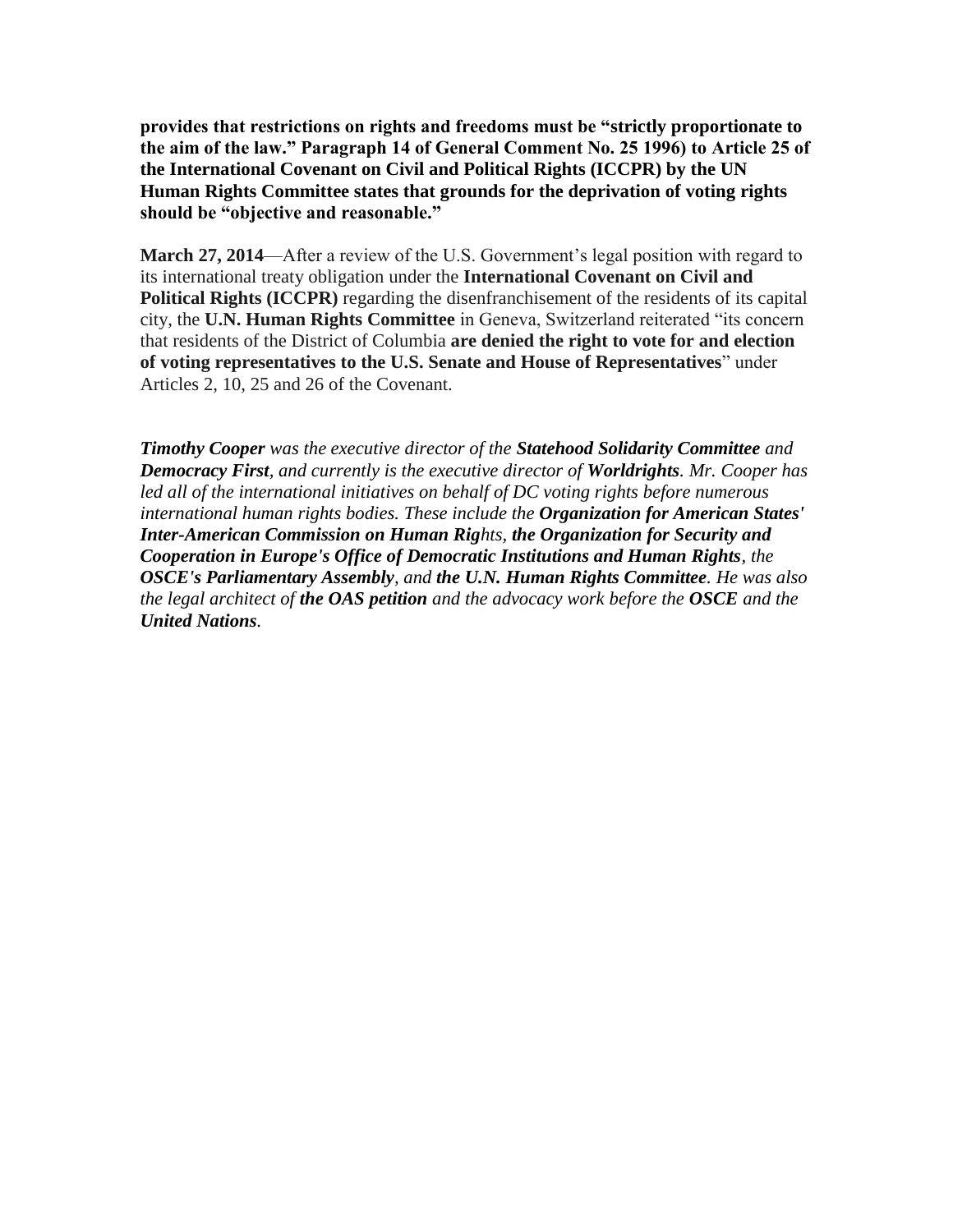**provides that restrictions on rights and freedoms must be "strictly proportionate to the aim of the law." Paragraph 14 of General Comment No. 25 1996) to Article 25 of the International Covenant on Civil and Political Rights (ICCPR) by the UN Human Rights Committee states that grounds for the deprivation of voting rights should be "objective and reasonable."**

**March 27, 2014**—After a review of the U.S. Government's legal position with regard to its international treaty obligation under the **International Covenant on Civil and Political Rights (ICCPR)** regarding the disenfranchisement of the residents of its capital city, the **U.N. Human Rights Committee** in Geneva, Switzerland reiterated "its concern that residents of the District of Columbia **are denied the right to vote for and election of voting representatives to the U.S. Senate and House of Representatives**" under Articles 2, 10, 25 and 26 of the Covenant.

***Timothy Cooper*** *was the executive director of the* ***Statehood Solidarity Committee*** *and* ***Democracy First****, and currently is the executive director of* ***Worldrights****. Mr. Cooper has led all of the international initiatives on behalf of DC voting rights before numerous international human rights bodies. These include the* ***Organization for American States' Inter-American Commission on Human Rig****hts,* ***the Organization for Security and Cooperation in Europe's Office of Democratic Institutions and Human Rights****, the* ***OSCE's Parliamentary Assembly****, and* ***the U.N. Human Rights Committee****. He was also the legal architect of* ***the OAS petition*** *and the advocacy work before the* ***OSCE*** *and the* ***United Nations****.*